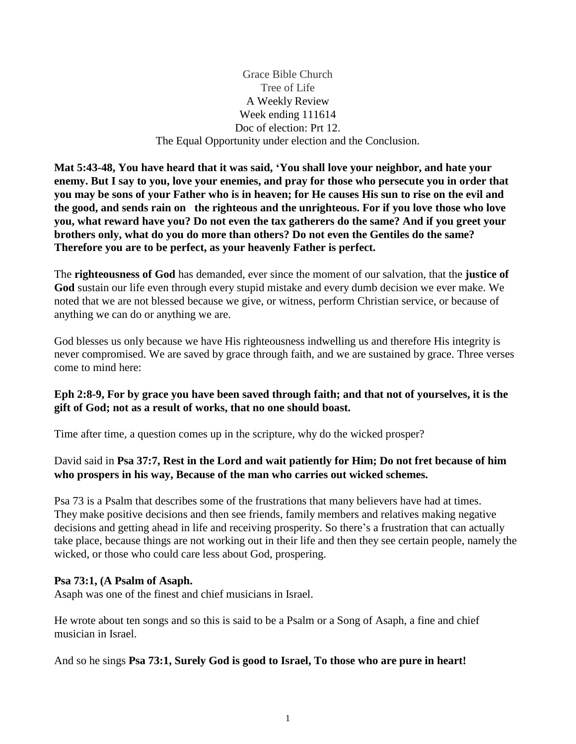Grace Bible Church
Tree of Life
A Weekly Review
Week ending 111614
Doc of election: Prt 12.
The Equal Opportunity under election and the Conclusion.

**Mat 5:43-48, You have heard that it was said, 'You shall love your neighbor, and hate your enemy. But I say to you, love your enemies, and pray for those who persecute you in order that you may be sons of your Father who is in heaven; for He causes His sun to rise on the evil and the good, and sends rain on the righteous and the unrighteous. For if you love those who love you, what reward have you? Do not even the tax gatherers do the same? And if you greet your brothers only, what do you do more than others? Do not even the Gentiles do the same? Therefore you are to be perfect, as your heavenly Father is perfect.**

The **righteousness of God** has demanded, ever since the moment of our salvation, that the **justice of God** sustain our life even through every stupid mistake and every dumb decision we ever make. We noted that we are not blessed because we give, or witness, perform Christian service, or because of anything we can do or anything we are.

God blesses us only because we have His righteousness indwelling us and therefore His integrity is never compromised. We are saved by grace through faith, and we are sustained by grace. Three verses come to mind here:

**Eph 2:8-9, For by grace you have been saved through faith; and that not of yourselves, it is the gift of God; not as a result of works, that no one should boast.**

Time after time, a question comes up in the scripture, why do the wicked prosper?

David said in **Psa 37:7, Rest in the Lord and wait patiently for Him; Do not fret because of him who prospers in his way, Because of the man who carries out wicked schemes.**

Psa 73 is a Psalm that describes some of the frustrations that many believers have had at times. They make positive decisions and then see friends, family members and relatives making negative decisions and getting ahead in life and receiving prosperity. So there's a frustration that can actually take place, because things are not working out in their life and then they see certain people, namely the wicked, or those who could care less about God, prospering.

**Psa 73:1, (A Psalm of Asaph.**
Asaph was one of the finest and chief musicians in Israel.

He wrote about ten songs and so this is said to be a Psalm or a Song of Asaph, a fine and chief musician in Israel.

And so he sings **Psa 73:1, Surely God is good to Israel, To those who are pure in heart!**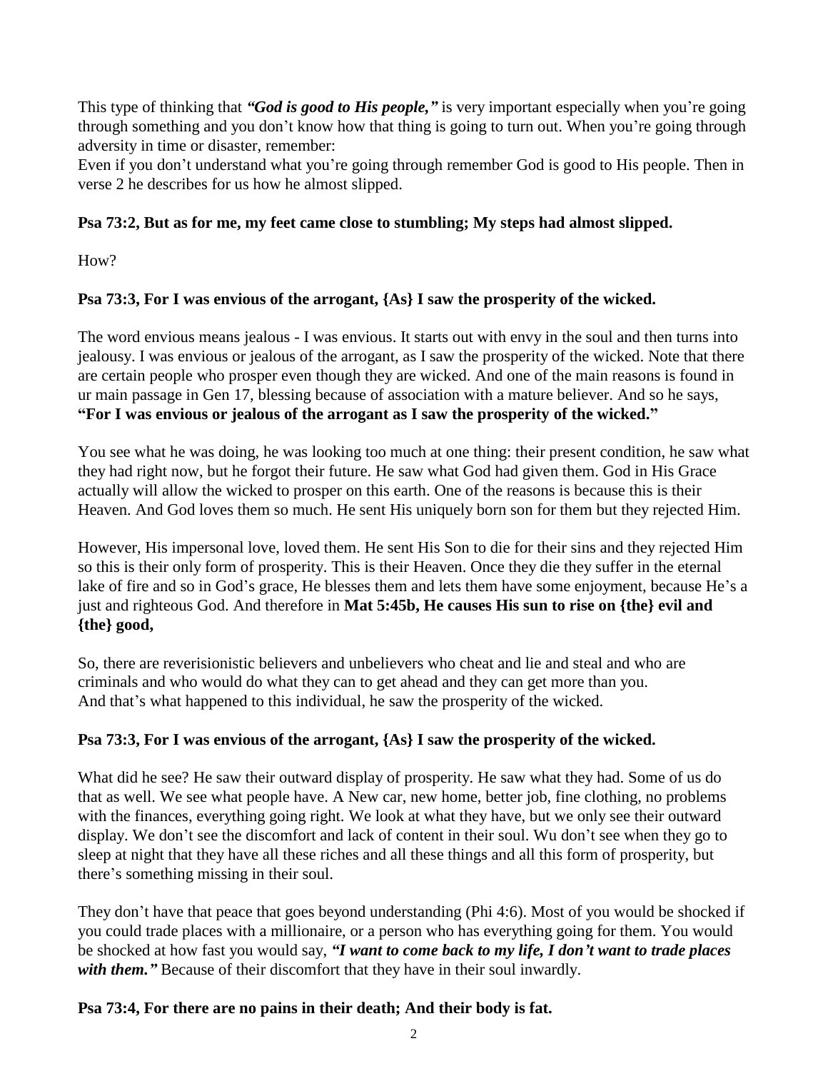This type of thinking that ***"God is good to His people,"*** is very important especially when you're going through something and you don't know how that thing is going to turn out. When you're going through adversity in time or disaster, remember:
Even if you don't understand what you're going through remember God is good to His people. Then in verse 2 he describes for us how he almost slipped.

**Psa 73:2, But as for me, my feet came close to stumbling; My steps had almost slipped.**

How?

**Psa 73:3, For I was envious of the arrogant, {As} I saw the prosperity of the wicked.**

The word envious means jealous - I was envious. It starts out with envy in the soul and then turns into jealousy. I was envious or jealous of the arrogant, as I saw the prosperity of the wicked. Note that there are certain people who prosper even though they are wicked. And one of the main reasons is found in ur main passage in Gen 17, blessing because of association with a mature believer. And so he says, **"For I was envious or jealous of the arrogant as I saw the prosperity of the wicked."**

You see what he was doing, he was looking too much at one thing: their present condition, he saw what they had right now, but he forgot their future. He saw what God had given them. God in His Grace actually will allow the wicked to prosper on this earth. One of the reasons is because this is their Heaven. And God loves them so much. He sent His uniquely born son for them but they rejected Him.

However, His impersonal love, loved them. He sent His Son to die for their sins and they rejected Him so this is their only form of prosperity. This is their Heaven. Once they die they suffer in the eternal lake of fire and so in God's grace, He blesses them and lets them have some enjoyment, because He's a just and righteous God. And therefore in **Mat 5:45b, He causes His sun to rise on {the} evil and {the} good,**

So, there are reverisionistic believers and unbelievers who cheat and lie and steal and who are criminals and who would do what they can to get ahead and they can get more than you.
And that's what happened to this individual, he saw the prosperity of the wicked.

**Psa 73:3, For I was envious of the arrogant, {As} I saw the prosperity of the wicked.**

What did he see? He saw their outward display of prosperity. He saw what they had. Some of us do that as well. We see what people have. A New car, new home, better job, fine clothing, no problems with the finances, everything going right. We look at what they have, but we only see their outward display. We don't see the discomfort and lack of content in their soul. Wu don't see when they go to sleep at night that they have all these riches and all these things and all this form of prosperity, but there's something missing in their soul.

They don't have that peace that goes beyond understanding (Phi 4:6). Most of you would be shocked if you could trade places with a millionaire, or a person who has everything going for them. You would be shocked at how fast you would say, ***"I want to come back to my life, I don't want to trade places with them."*** Because of their discomfort that they have in their soul inwardly.

**Psa 73:4, For there are no pains in their death; And their body is fat.**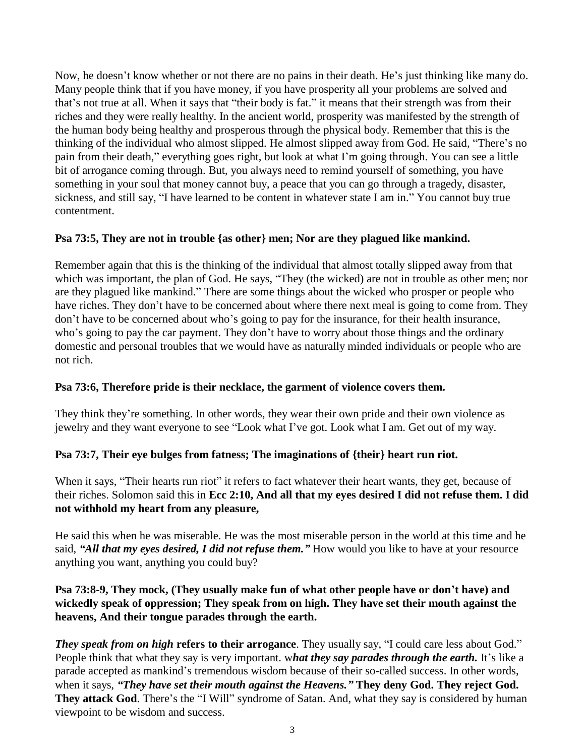Now, he doesn't know whether or not there are no pains in their death. He's just thinking like many do. Many people think that if you have money, if you have prosperity all your problems are solved and that's not true at all. When it says that "their body is fat." it means that their strength was from their riches and they were really healthy. In the ancient world, prosperity was manifested by the strength of the human body being healthy and prosperous through the physical body. Remember that this is the thinking of the individual who almost slipped. He almost slipped away from God. He said, "There's no pain from their death," everything goes right, but look at what I'm going through. You can see a little bit of arrogance coming through. But, you always need to remind yourself of something, you have something in your soul that money cannot buy, a peace that you can go through a tragedy, disaster, sickness, and still say, "I have learned to be content in whatever state I am in." You cannot buy true contentment.

**Psa 73:5, They are not in trouble {as other} men; Nor are they plagued like mankind.**

Remember again that this is the thinking of the individual that almost totally slipped away from that which was important, the plan of God. He says, "They (the wicked) are not in trouble as other men; nor are they plagued like mankind." There are some things about the wicked who prosper or people who have riches. They don't have to be concerned about where there next meal is going to come from. They don't have to be concerned about who's going to pay for the insurance, for their health insurance, who's going to pay the car payment. They don't have to worry about those things and the ordinary domestic and personal troubles that we would have as naturally minded individuals or people who are not rich.

**Psa 73:6, Therefore pride is their necklace, the garment of violence covers them.**

They think they're something. In other words, they wear their own pride and their own violence as jewelry and they want everyone to see "Look what I've got. Look what I am. Get out of my way.

**Psa 73:7, Their eye bulges from fatness; The imaginations of {their} heart run riot.**

When it says, "Their hearts run riot" it refers to fact whatever their heart wants, they get, because of their riches. Solomon said this in **Ecc 2:10, And all that my eyes desired I did not refuse them. I did not withhold my heart from any pleasure,**

He said this when he was miserable. He was the most miserable person in the world at this time and he said, ***"All that my eyes desired, I did not refuse them."*** How would you like to have at your resource anything you want, anything you could buy?

**Psa 73:8-9, They mock, (They usually make fun of what other people have or don't have) and wickedly speak of oppression; They speak from on high. They have set their mouth against the heavens, And their tongue parades through the earth.**

***They speak from on high*** **refers to their arrogance**. They usually say, "I could care less about God." People think that what they say is very important. w***hat they say parades through the earth.*** It's like a parade accepted as mankind's tremendous wisdom because of their so-called success. In other words, when it says, ***"They have set their mouth against the Heavens."*** **They deny God. They reject God. They attack God**. There's the "I Will" syndrome of Satan. And, what they say is considered by human viewpoint to be wisdom and success.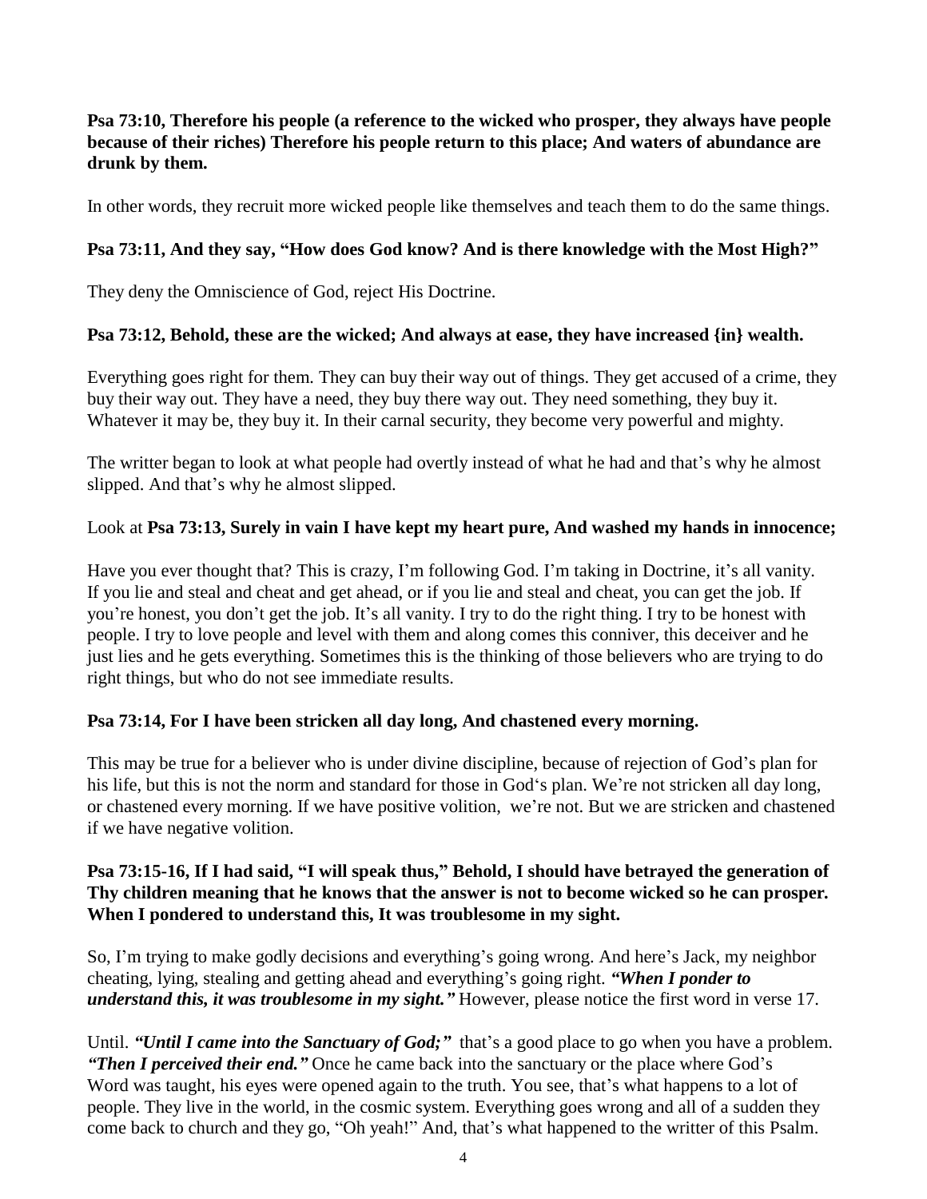**Psa 73:10, Therefore his people (a reference to the wicked who prosper, they always have people because of their riches) Therefore his people return to this place; And waters of abundance are drunk by them.**

In other words, they recruit more wicked people like themselves and teach them to do the same things.

**Psa 73:11, And they say, "How does God know? And is there knowledge with the Most High?"**

They deny the Omniscience of God, reject His Doctrine.

**Psa 73:12, Behold, these are the wicked; And always at ease, they have increased {in} wealth.**

Everything goes right for them. They can buy their way out of things. They get accused of a crime, they buy their way out. They have a need, they buy there way out. They need something, they buy it. Whatever it may be, they buy it. In their carnal security, they become very powerful and mighty.

The writter began to look at what people had overtly instead of what he had and that's why he almost slipped. And that's why he almost slipped.

Look at **Psa 73:13, Surely in vain I have kept my heart pure, And washed my hands in innocence;**

Have you ever thought that? This is crazy, I'm following God. I'm taking in Doctrine, it's all vanity. If you lie and steal and cheat and get ahead, or if you lie and steal and cheat, you can get the job. If you're honest, you don't get the job. It's all vanity. I try to do the right thing. I try to be honest with people. I try to love people and level with them and along comes this conniver, this deceiver and he just lies and he gets everything. Sometimes this is the thinking of those believers who are trying to do right things, but who do not see immediate results.

**Psa 73:14, For I have been stricken all day long, And chastened every morning.**

This may be true for a believer who is under divine discipline, because of rejection of God's plan for his life, but this is not the norm and standard for those in God's plan. We're not stricken all day long, or chastened every morning. If we have positive volition, we're not. But we are stricken and chastened if we have negative volition.

**Psa 73:15-16, If I had said, "I will speak thus," Behold, I should have betrayed the generation of Thy children meaning that he knows that the answer is not to become wicked so he can prosper. When I pondered to understand this, It was troublesome in my sight.**

So, I'm trying to make godly decisions and everything's going wrong. And here's Jack, my neighbor cheating, lying, stealing and getting ahead and everything's going right. ***"When I ponder to understand this, it was troublesome in my sight."*** However, please notice the first word in verse 17.

Until. ***"Until I came into the Sanctuary of God;"*** that's a good place to go when you have a problem. ***"Then I perceived their end."*** Once he came back into the sanctuary or the place where God's Word was taught, his eyes were opened again to the truth. You see, that's what happens to a lot of people. They live in the world, in the cosmic system. Everything goes wrong and all of a sudden they come back to church and they go, "Oh yeah!" And, that's what happened to the writter of this Psalm.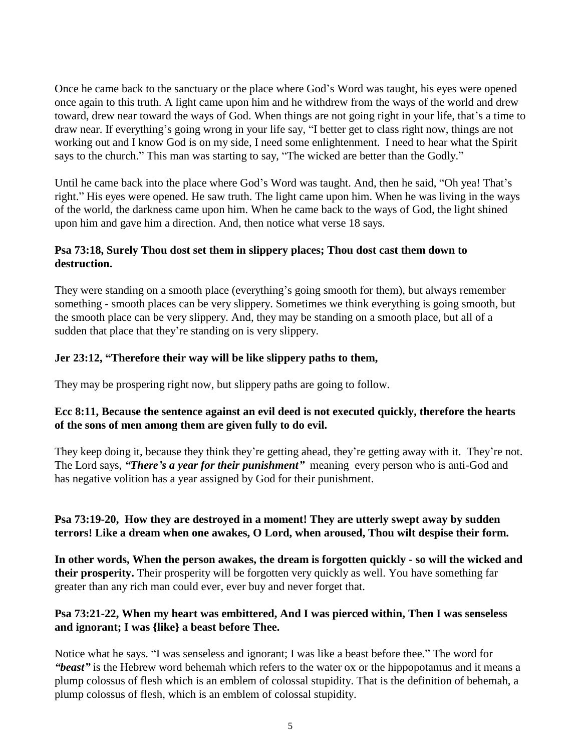Once he came back to the sanctuary or the place where God's Word was taught, his eyes were opened once again to this truth. A light came upon him and he withdrew from the ways of the world and drew toward, drew near toward the ways of God. When things are not going right in your life, that's a time to draw near. If everything's going wrong in your life say, "I better get to class right now, things are not working out and I know God is on my side, I need some enlightenment. I need to hear what the Spirit says to the church." This man was starting to say, "The wicked are better than the Godly."

Until he came back into the place where God's Word was taught. And, then he said, "Oh yea! That's right." His eyes were opened. He saw truth. The light came upon him. When he was living in the ways of the world, the darkness came upon him. When he came back to the ways of God, the light shined upon him and gave him a direction. And, then notice what verse 18 says.

**Psa 73:18, Surely Thou dost set them in slippery places; Thou dost cast them down to destruction.**

They were standing on a smooth place (everything's going smooth for them), but always remember something - smooth places can be very slippery. Sometimes we think everything is going smooth, but the smooth place can be very slippery. And, they may be standing on a smooth place, but all of a sudden that place that they're standing on is very slippery.

**Jer 23:12, "Therefore their way will be like slippery paths to them,**

They may be prospering right now, but slippery paths are going to follow.

**Ecc 8:11, Because the sentence against an evil deed is not executed quickly, therefore the hearts of the sons of men among them are given fully to do evil.**

They keep doing it, because they think they're getting ahead, they're getting away with it. They're not. The Lord says, ***"There's a year for their punishment"*** meaning every person who is anti-God and has negative volition has a year assigned by God for their punishment.

**Psa 73:19-20, How they are destroyed in a moment! They are utterly swept away by sudden terrors! Like a dream when one awakes, O Lord, when aroused, Thou wilt despise their form.**

**In other words, When the person awakes, the dream is forgotten quickly - so will the wicked and their prosperity.** Their prosperity will be forgotten very quickly as well. You have something far greater than any rich man could ever, ever buy and never forget that.

**Psa 73:21-22, When my heart was embittered, And I was pierced within, Then I was senseless and ignorant; I was {like} a beast before Thee.**

Notice what he says. "I was senseless and ignorant; I was like a beast before thee." The word for ***"beast"*** is the Hebrew word behemah which refers to the water ox or the hippopotamus and it means a plump colossus of flesh which is an emblem of colossal stupidity. That is the definition of behemah, a plump colossus of flesh, which is an emblem of colossal stupidity.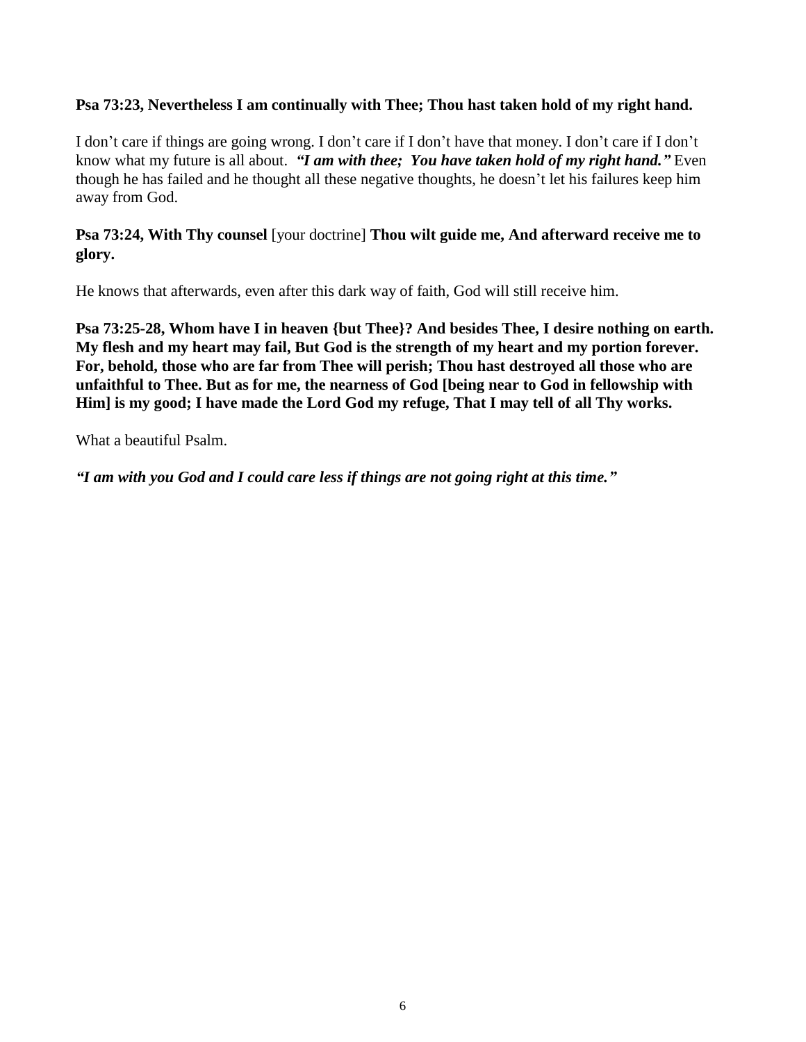**Psa 73:23, Nevertheless I am continually with Thee; Thou hast taken hold of my right hand.**

I don't care if things are going wrong. I don't care if I don't have that money. I don't care if I don't know what my future is all about. ***"I am with thee; You have taken hold of my right hand."*** Even though he has failed and he thought all these negative thoughts, he doesn't let his failures keep him away from God.

**Psa 73:24, With Thy counsel** [your doctrine] **Thou wilt guide me, And afterward receive me to glory.**

He knows that afterwards, even after this dark way of faith, God will still receive him.

**Psa 73:25-28, Whom have I in heaven {but Thee}? And besides Thee, I desire nothing on earth. My flesh and my heart may fail, But God is the strength of my heart and my portion forever. For, behold, those who are far from Thee will perish; Thou hast destroyed all those who are unfaithful to Thee. But as for me, the nearness of God [being near to God in fellowship with Him] is my good; I have made the Lord God my refuge, That I may tell of all Thy works.**

What a beautiful Psalm.

***"I am with you God and I could care less if things are not going right at this time."***